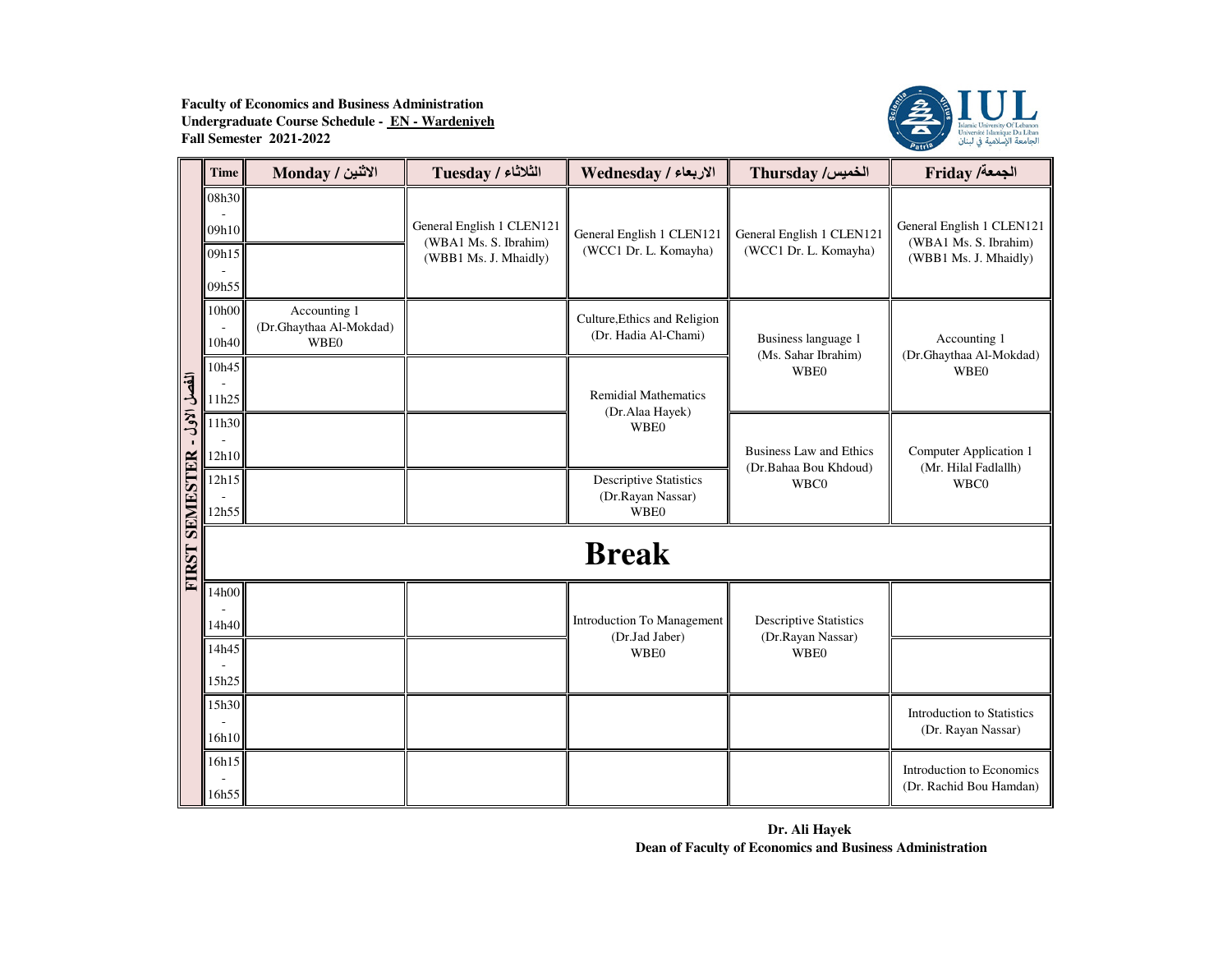**Faculty of Economics and Business Administration**
**Undergraduate Course Schedule - EN - Wardeniyeh**
**Fall Semester 2021-2022**

**FIRST SEMESTER - الفصل الأول**

| Time | Monday / الاثنين | Tuesday / الثلاثاء | Wednesday / الاربعاء | Thursday / الخميس | Friday / الجمعة |
|---|---|---|---|---|---|
| 08h30 - 09h10 | | General English 1 CLEN121 (WBA1 Ms. S. Ibrahim) (WBB1 Ms. J. Mhaidly) | General English 1 CLEN121 (WCC1 Dr. L. Komayha) | General English 1 CLEN121 (WCC1 Dr. L. Komayha) | General English 1 CLEN121 (WBA1 Ms. S. Ibrahim) (WBB1 Ms. J. Mhaidly) |
| 09h15 - 09h55 | | | | | |
| 10h00 - 10h40 | Accounting 1 (Dr.Ghaythaa Al-Mokdad) WBE0 | | Culture,Ethics and Religion (Dr. Hadia Al-Chami) | Business language 1 (Ms. Sahar Ibrahim) WBE0 | Accounting 1 (Dr.Ghaythaa Al-Mokdad) WBE0 |
| 10h45 - 11h25 | | | Remidial Mathematics (Dr.Alaa Hayek) WBE0 | | |
| 11h30 - 12h10 | | | | Business Law and Ethics (Dr.Bahaa Bou Khdoud) WBC0 | Computer Application 1 (Mr. Hilal Fadlallh) WBC0 |
| 12h15 - 12h55 | | | Descriptive Statistics (Dr.Rayan Nassar) WBE0 | | |
| **Break** | | | | | |
| 14h00 - 14h40 | | | Introduction To Management (Dr.Jad Jaber) WBE0 | Descriptive Statistics (Dr.Rayan Nassar) WBE0 | |
| 14h45 - 15h25 | | | | | |
| 15h30 - 16h10 | | | | | Introduction to Statistics (Dr. Rayan Nassar) |
| 16h15 - 16h55 | | | | | Introduction to Economics (Dr. Rachid Bou Hamdan) |

**Dr. Ali Hayek**
**Dean of Faculty of Economics and Business Administration**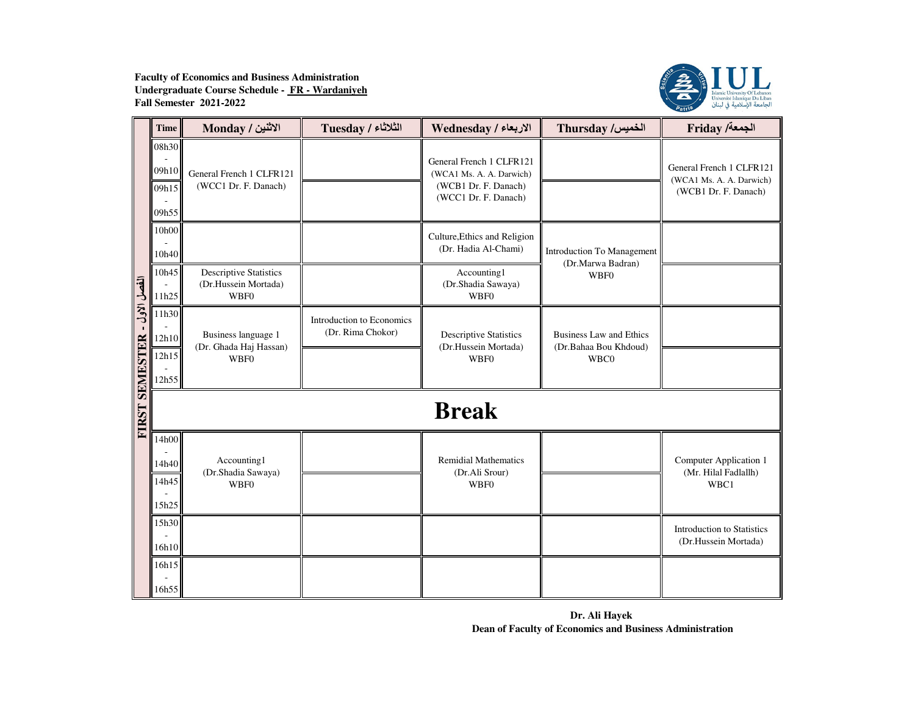**Faculty of Economics and Business Administration**
**Undergraduate Course Schedule - FR - Wardaniyeh**
**Fall Semester 2021-2022**

IUL
Islamic University Of Lebanon
Université Islamique Du Liban
الجامعة الإسلامية في لبنان

**FIRST SEMESTER - الفصل الأول**

| Time | Monday / الاثنين | Tuesday / الثلاثاء | Wednesday / الاربعاء | Thursday / الخميس | Friday / الجمعة |
|---|---|---|---|---|---|
| 08h30 - 09h10 | General French 1 CLFR121 (WCC1 Dr. F. Danach) | | General French 1 CLFR121 (WCA1 Ms. A. A. Darwich) (WCB1 Dr. F. Danach) (WCC1 Dr. F. Danach) | | General French 1 CLFR121 (WCA1 Ms. A. A. Darwich) (WCB1 Dr. F. Danach) |
| 09h15 - 09h55 | | | | | |
| 10h00 - 10h40 | | | Culture,Ethics and Religion (Dr. Hadia Al-Chami) | Introduction To Management (Dr.Marwa Badran) WBF0 | |
| 10h45 - 11h25 | Descriptive Statistics (Dr.Hussein Mortada) WBF0 | | Accounting1 (Dr.Shadia Sawaya) WBF0 | | |
| 11h30 - 12h10 | Business language 1 (Dr. Ghada Haj Hassan) WBF0 | Introduction to Economics (Dr. Rima Chokor) | Descriptive Statistics (Dr.Hussein Mortada) WBF0 | Business Law and Ethics (Dr.Bahaa Bou Khdoud) WBC0 | |
| 12h15 - 12h55 | | | | | |
| **Break** | | | | | |
| 14h00 - 14h40 | Accounting1 (Dr.Shadia Sawaya) WBF0 | | Remidial Mathematics (Dr.Ali Srour) WBF0 | | Computer Application 1 (Mr. Hilal Fadlallh) WBC1 |
| 14h45 - 15h25 | | | | | |
| 15h30 - 16h10 | | | | | Introduction to Statistics (Dr.Hussein Mortada) |
| 16h15 - 16h55 | | | | | |

**Dr. Ali Hayek**
**Dean of Faculty of Economics and Business Administration**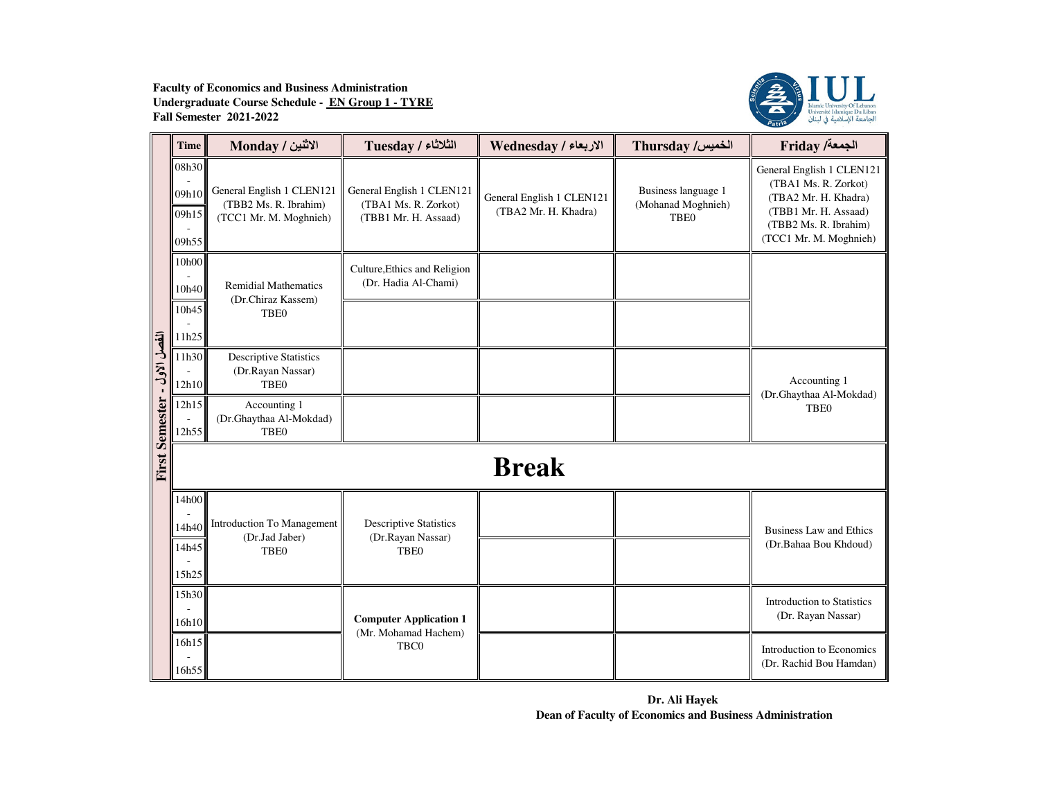**Faculty of Economics and Business Administration**
**Undergraduate Course Schedule - EN Group 1 - TYRE**
**Fall Semester 2021-2022**

IUL
Islamic University Of Lebanon
Université Islamique Du Liban
الجامعة الإسلامية في لبنان

**First Semester - الفصل الاول**

| Time | Monday / الاثنين | Tuesday / الثلاثاء | Wednesday / الاربعاء | Thursday / الخميس | Friday / الجمعة |
|---|---|---|---|---|---|
| 08h30 - 09h10 | General English 1 CLEN121 (TBB2 Ms. R. Ibrahim) (TCC1 Mr. M. Moghnieh) | General English 1 CLEN121 (TBA1 Ms. R. Zorkot) (TBB1 Mr. H. Assaad) | General English 1 CLEN121 (TBA2 Mr. H. Khadra) | Business language 1 (Mohanad Moghnieh) TBE0 | General English 1 CLEN121 (TBA1 Ms. R. Zorkot) (TBA2 Mr. H. Khadra) (TBB1 Mr. H. Assaad) (TBB2 Ms. R. Ibrahim) (TCC1 Mr. M. Moghnieh) |
| 09h15 - 09h55 | | | | | |
| 10h00 - 10h40 | Remidial Mathematics (Dr.Chiraz Kassem) TBE0 | Culture,Ethics and Religion (Dr. Hadia Al-Chami) | | | |
| 10h45 - 11h25 | | | | | |
| 11h30 - 12h10 | Descriptive Statistics (Dr.Rayan Nassar) TBE0 | | | | Accounting 1 (Dr.Ghaythaa Al-Mokdad) TBE0 |
| 12h15 - 12h55 | Accounting 1 (Dr.Ghaythaa Al-Mokdad) TBE0 | | | | |
| **Break** | | | | | |
| 14h00 - 14h40 | Introduction To Management (Dr.Jad Jaber) TBE0 | Descriptive Statistics (Dr.Rayan Nassar) TBE0 | | | Business Law and Ethics (Dr.Bahaa Bou Khdoud) |
| 14h45 - 15h25 | | | | | |
| 15h30 - 16h10 | | **Computer Application 1** (Mr. Mohamad Hachem) TBC0 | | | Introduction to Statistics (Dr. Rayan Nassar) |
| 16h15 - 16h55 | | | | | Introduction to Economics (Dr. Rachid Bou Hamdan) |

**Dr. Ali Hayek**
**Dean of Faculty of Economics and Business Administration**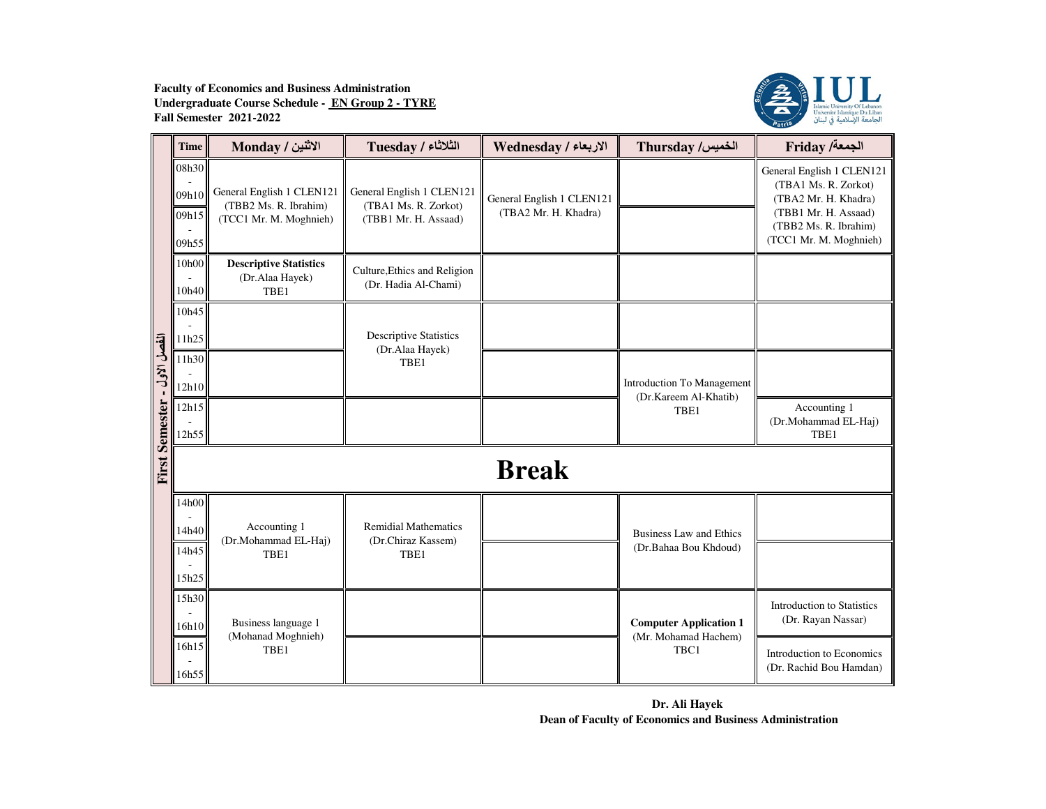**Faculty of Economics and Business Administration**
**Undergraduate Course Schedule - EN Group 2 - TYRE**
**Fall Semester 2021-2022**

IUL
Islamic University Of Lebanon
Université Islamique Du Liban
الجامعة الإسلامية في لبنان

**First Semester - الفصل الأول**

| Time | Monday / الاثنين | Tuesday / الثلاثاء | Wednesday / الاربعاء | Thursday / الخميس | Friday / الجمعة |
|---|---|---|---|---|---|
| 08h30 - 09h10 | General English 1 CLEN121 (TBB2 Ms. R. Ibrahim) (TCC1 Mr. M. Moghnieh) | General English 1 CLEN121 (TBA1 Ms. R. Zorkot) (TBB1 Mr. H. Assaad) | General English 1 CLEN121 (TBA2 Mr. H. Khadra) | | General English 1 CLEN121 (TBA1 Ms. R. Zorkot) (TBA2 Mr. H. Khadra) (TBB1 Mr. H. Assaad) (TBB2 Ms. R. Ibrahim) (TCC1 Mr. M. Moghnieh) |
| 09h15 - 09h55 | | | | | |
| 10h00 - 10h40 | **Descriptive Statistics** (Dr.Alaa Hayek) TBE1 | Culture,Ethics and Religion (Dr. Hadia Al-Chami) | | | |
| 10h45 - 11h25 | | Descriptive Statistics (Dr.Alaa Hayek) TBE1 | | | |
| 11h30 - 12h10 | | | | Introduction To Management (Dr.Kareem Al-Khatib) TBE1 | |
| 12h15 - 12h55 | | | | | Accounting 1 (Dr.Mohammad EL-Haj) TBE1 |
| **Break** | | | | | |
| 14h00 - 14h40 | Accounting 1 (Dr.Mohammad EL-Haj) TBE1 | Remidial Mathematics (Dr.Chiraz Kassem) TBE1 | | Business Law and Ethics (Dr.Bahaa Bou Khdoud) | |
| 14h45 - 15h25 | | | | | |
| 15h30 - 16h10 | Business language 1 (Mohanad Moghnieh) TBE1 | | | **Computer Application 1** (Mr. Mohamad Hachem) TBC1 | Introduction to Statistics (Dr. Rayan Nassar) |
| 16h15 - 16h55 | | | | | Introduction to Economics (Dr. Rachid Bou Hamdan) |

**Dr. Ali Hayek**
**Dean of Faculty of Economics and Business Administration**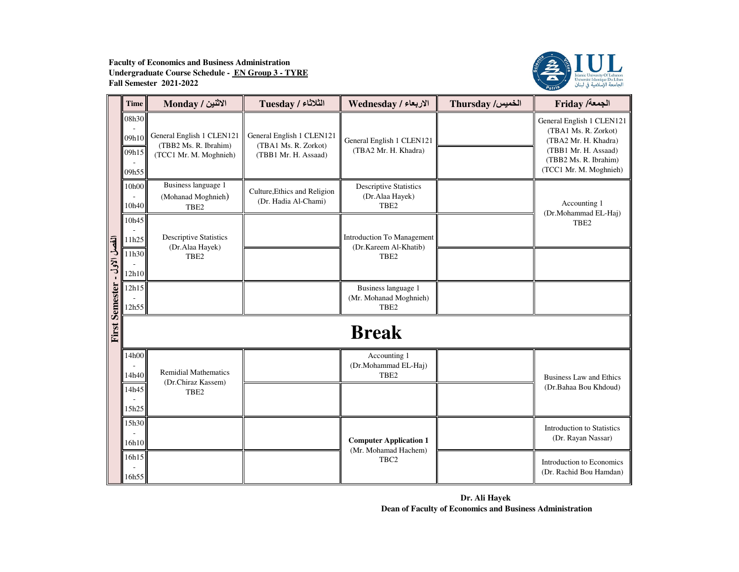**Faculty of Economics and Business Administration**
**Undergraduate Course Schedule - EN Group 3 - TYRE**
**Fall Semester 2021-2022**

IUL
Islamic University Of Lebanon
Université Islamique Du Liban
الجامعة الإسلامية في لبنان

**First Semester - الفصل الأول**

| Time | Monday / الاثنين | Tuesday / الثلاثاء | Wednesday / الاربعاء | Thursday / الخميس | Friday / الجمعة |
|---|---|---|---|---|---|
| 08h30 - 09h10 | General English 1 CLEN121 (TBB2 Ms. R. Ibrahim) (TCC1 Mr. M. Moghnieh) | General English 1 CLEN121 (TBA1 Ms. R. Zorkot) (TBB1 Mr. H. Assaad) | General English 1 CLEN121 (TBA2 Mr. H. Khadra) | | General English 1 CLEN121 (TBA1 Ms. R. Zorkot) (TBA2 Mr. H. Khadra) (TBB1 Mr. H. Assaad) (TBB2 Ms. R. Ibrahim) (TCC1 Mr. M. Moghnieh) |
| 09h15 - 09h55 | | | | | |
| 10h00 - 10h40 | Business language 1 (Mohanad Moghnieh) TBE2 | Culture,Ethics and Religion (Dr. Hadia Al-Chami) | Descriptive Statistics (Dr.Alaa Hayek) TBE2 | | Accounting 1 (Dr.Mohammad EL-Haj) TBE2 |
| 10h45 - 11h25 | Descriptive Statistics (Dr.Alaa Hayek) TBE2 | | Introduction To Management (Dr.Kareem Al-Khatib) TBE2 | | |
| 11h30 - 12h10 | | | | | |
| 12h15 - 12h55 | | | Business language 1 (Mr. Mohanad Moghnieh) TBE2 | | |
| **Break** | | | | | |
| 14h00 - 14h40 | Remidial Mathematics (Dr.Chiraz Kassem) TBE2 | | Accounting 1 (Dr.Mohammad EL-Haj) TBE2 | | Business Law and Ethics (Dr.Bahaa Bou Khdoud) |
| 14h45 - 15h25 | | | | | |
| 15h30 - 16h10 | | | **Computer Application 1** (Mr. Mohamad Hachem) TBC2 | | Introduction to Statistics (Dr. Rayan Nassar) |
| 16h15 - 16h55 | | | | | Introduction to Economics (Dr. Rachid Bou Hamdan) |

**Dr. Ali Hayek**
**Dean of Faculty of Economics and Business Administration**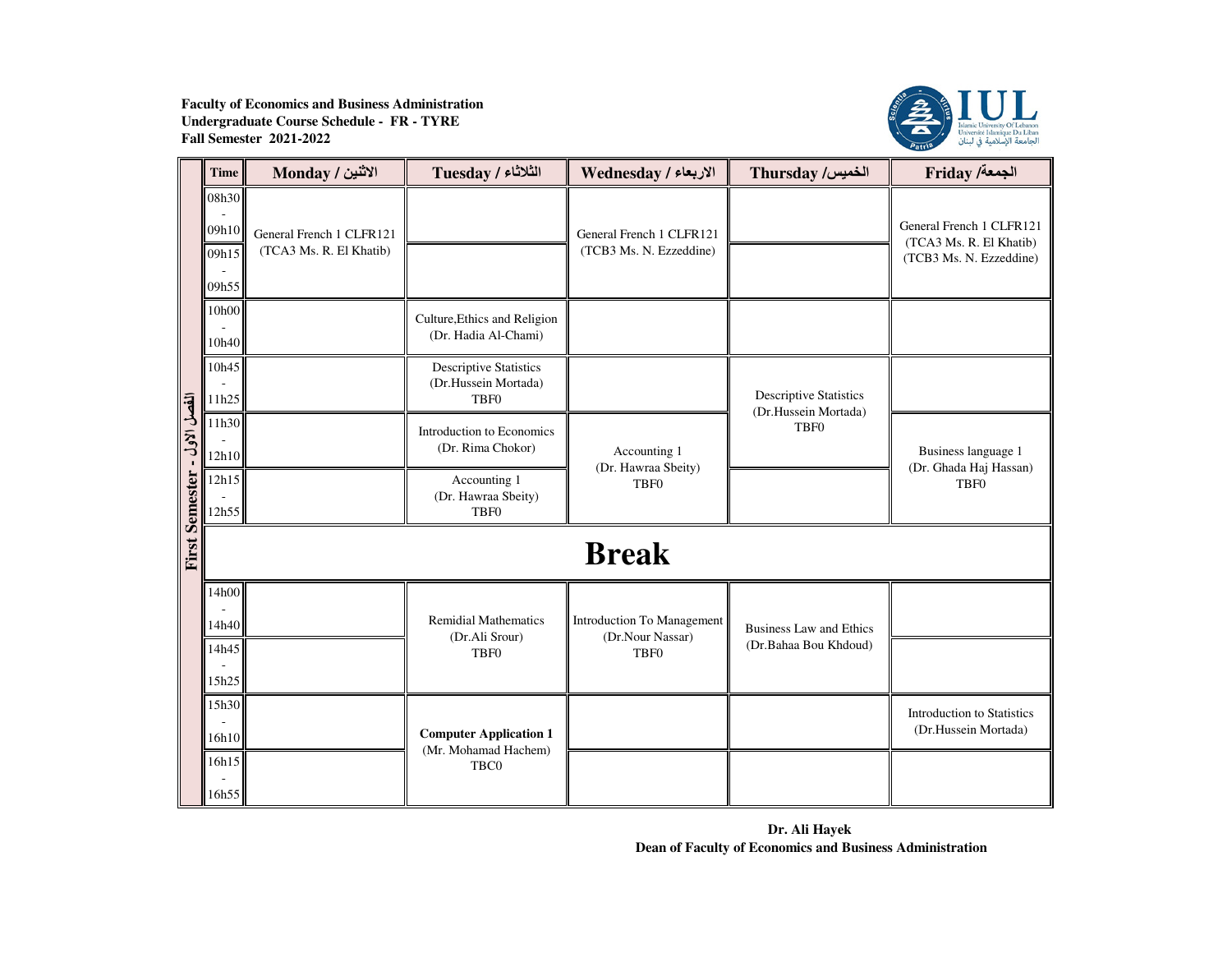**Faculty of Economics and Business Administration**
**Undergraduate Course Schedule - FR - TYRE**
**Fall Semester 2021-2022**

**First Semester - الفصل الأول**

| Time | Monday / الاثنين | Tuesday / الثلاثاء | Wednesday / الاربعاء | Thursday / الخميس | Friday / الجمعة |
|---|---|---|---|---|---|
| 08h30 - 09h10 | General French 1 CLFR121 (TCA3 Ms. R. El Khatib) | | General French 1 CLFR121 (TCB3 Ms. N. Ezzeddine) | | General French 1 CLFR121 (TCA3 Ms. R. El Khatib) (TCB3 Ms. N. Ezzeddine) |
| 09h15 - 09h55 | | | | | |
| 10h00 - 10h40 | | Culture,Ethics and Religion (Dr. Hadia Al-Chami) | | | |
| 10h45 - 11h25 | | Descriptive Statistics (Dr.Hussein Mortada) TBF0 | | Descriptive Statistics (Dr.Hussein Mortada) TBF0 | |
| 11h30 - 12h10 | | Introduction to Economics (Dr. Rima Chokor) | Accounting 1 (Dr. Hawraa Sbeity) TBF0 | | Business language 1 (Dr. Ghada Haj Hassan) TBF0 |
| 12h15 - 12h55 | | Accounting 1 (Dr. Hawraa Sbeity) TBF0 | | | |
| **Break** | | | | | |
| 14h00 - 14h40 | | Remidial Mathematics (Dr.Ali Srour) TBF0 | Introduction To Management (Dr.Nour Nassar) TBF0 | Business Law and Ethics (Dr.Bahaa Bou Khdoud) | |
| 14h45 - 15h25 | | | | | |
| 15h30 - 16h10 | | **Computer Application 1** (Mr. Mohamad Hachem) TBC0 | | | Introduction to Statistics (Dr.Hussein Mortada) |
| 16h15 - 16h55 | | | | | |

**Dr. Ali Hayek**
**Dean of Faculty of Economics and Business Administration**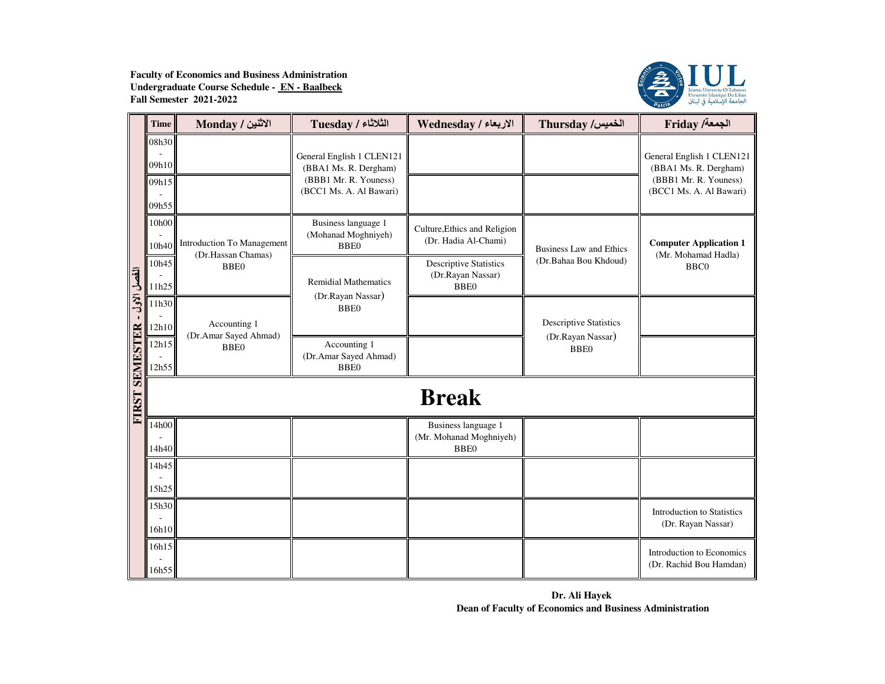**Faculty of Economics and Business Administration**
**Undergraduate Course Schedule - EN - Baalbeck**
**Fall Semester 2021-2022**

IUL
Islamic University Of Lebanon
Université Islamique Du Liban
الجامعة الإسلامية في لبنان

**FIRST SEMESTER - الفصل الأول**

| Time | Monday / الاثنين | Tuesday / الثلاثاء | Wednesday / الاربعاء | Thursday / الخميس | Friday / الجمعة |
|---|---|---|---|---|---|
| 08h30 - 09h10 | | General English 1 CLEN121 (BBA1 Ms. R. Dergham) (BBB1 Mr. R. Youness) (BCC1 Ms. A. Al Bawari) | | | General English 1 CLEN121 (BBA1 Ms. R. Dergham) (BBB1 Mr. R. Youness) (BCC1 Ms. A. Al Bawari) |
| 09h15 - 09h55 | | | | | |
| 10h00 - 10h40 | Introduction To Management (Dr.Hassan Chamas) BBE0 | Business language 1 (Mohanad Moghniyeh) BBE0 | Culture,Ethics and Religion (Dr. Hadia Al-Chami) | Business Law and Ethics (Dr.Bahaa Bou Khdoud) | **Computer Application 1** (Mr. Mohamad Hadla) BBC0 |
| 10h45 - 11h25 | | Remidial Mathematics (Dr.Rayan Nassar) BBE0 | Descriptive Statistics (Dr.Rayan Nassar) BBE0 | | |
| 11h30 - 12h10 | Accounting 1 (Dr.Amar Sayed Ahmad) BBE0 | | | Descriptive Statistics (Dr.Rayan Nassar) BBE0 | |
| 12h15 - 12h55 | | Accounting 1 (Dr.Amar Sayed Ahmad) BBE0 | | | |
| **Break** | | | | | |
| 14h00 - 14h40 | | | Business language 1 (Mr. Mohanad Moghniyeh) BBE0 | | |
| 14h45 - 15h25 | | | | | |
| 15h30 - 16h10 | | | | | Introduction to Statistics (Dr. Rayan Nassar) |
| 16h15 - 16h55 | | | | | Introduction to Economics (Dr. Rachid Bou Hamdan) |

**Dr. Ali Hayek**
**Dean of Faculty of Economics and Business Administration**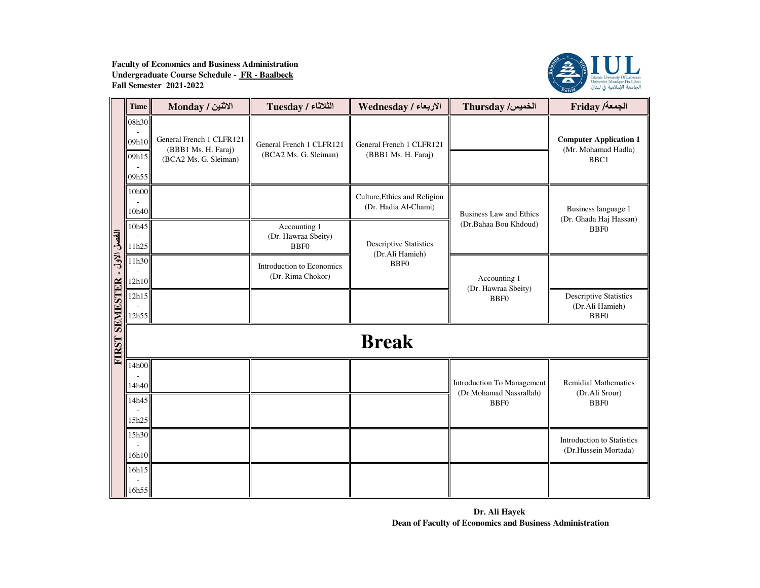**Faculty of Economics and Business Administration**
**Undergraduate Course Schedule - FR - Baalbeck**
**Fall Semester 2021-2022**

IUL
Islamic University Of Lebanon
Université Islamique Du Liban
الجامعة الإسلامية في لبنان

**FIRST SEMESTER - الفصل الأول**

| Time | Monday / الاثنين | Tuesday / الثلاثاء | Wednesday / الاربعاء | Thursday / الخميس | Friday / الجمعة |
|---|---|---|---|---|---|
| 08h30 - 09h10 | General French 1 CLFR121 (BBB1 Ms. H. Faraj) (BCA2 Ms. G. Sleiman) | General French 1 CLFR121 (BCA2 Ms. G. Sleiman) | General French 1 CLFR121 (BBB1 Ms. H. Faraj) | | **Computer Application 1** (Mr. Mohamad Hadla) BBC1 |
| 09h15 - 09h55 | | | | | |
| 10h00 - 10h40 | | | Culture,Ethics and Religion (Dr. Hadia Al-Chami) | Business Law and Ethics (Dr.Bahaa Bou Khdoud) | Business language 1 (Dr. Ghada Haj Hassan) BBF0 |
| 10h45 - 11h25 | | Accounting 1 (Dr. Hawraa Sbeity) BBF0 | Descriptive Statistics (Dr.Ali Hamieh) BBF0 | | |
| 11h30 - 12h10 | | Introduction to Economics (Dr. Rima Chokor) | | Accounting 1 (Dr. Hawraa Sbeity) BBF0 | |
| 12h15 - 12h55 | | | | | Descriptive Statistics (Dr.Ali Hamieh) BBF0 |
| **Break** | | | | | |
| 14h00 - 14h40 | | | | Introduction To Management (Dr.Mohamad Nassrallah) BBF0 | Remidial Mathematics (Dr.Ali Srour) BBF0 |
| 14h45 - 15h25 | | | | | |
| 15h30 - 16h10 | | | | | Introduction to Statistics (Dr.Hussein Mortada) |
| 16h15 - 16h55 | | | | | |

**Dr. Ali Hayek**
**Dean of Faculty of Economics and Business Administration**